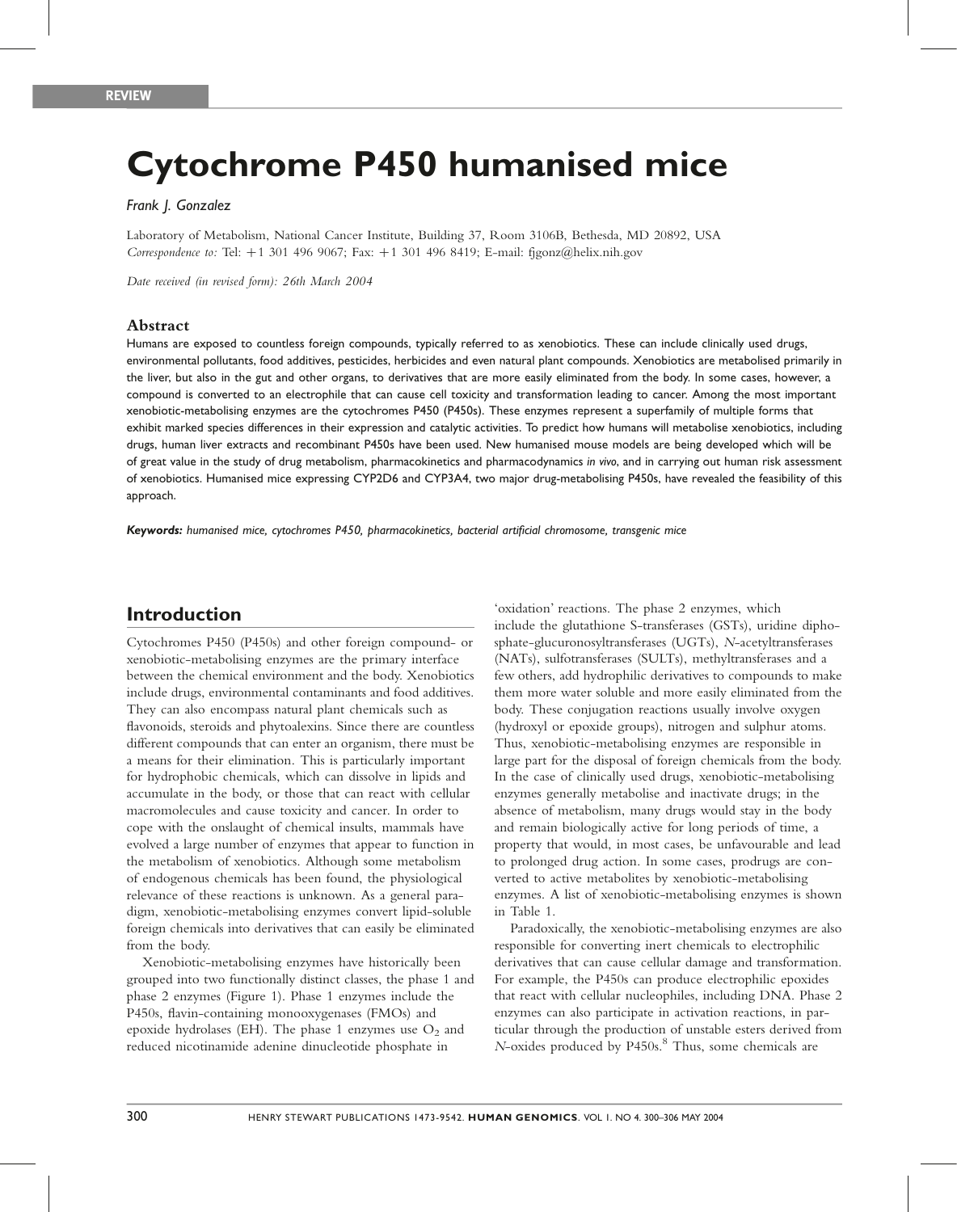REVIEW

# Cytochrome P450 humanised mice

*Frank J. Gonzalez*

Laboratory of Metabolism, National Cancer Institute, Building 37, Room 3106B, Bethesda, MD 20892, USA
*Correspondence to:* Tel: +1 301 496 9067; Fax: +1 301 496 8419; E-mail: fjgonz@helix.nih.gov

*Date received (in revised form): 26th March 2004*

## Abstract

Humans are exposed to countless foreign compounds, typically referred to as xenobiotics. These can include clinically used drugs, environmental pollutants, food additives, pesticides, herbicides and even natural plant compounds. Xenobiotics are metabolised primarily in the liver, but also in the gut and other organs, to derivatives that are more easily eliminated from the body. In some cases, however, a compound is converted to an electrophile that can cause cell toxicity and transformation leading to cancer. Among the most important xenobiotic-metabolising enzymes are the cytochromes P450 (P450s). These enzymes represent a superfamily of multiple forms that exhibit marked species differences in their expression and catalytic activities. To predict how humans will metabolise xenobiotics, including drugs, human liver extracts and recombinant P450s have been used. New humanised mouse models are being developed which will be of great value in the study of drug metabolism, pharmacokinetics and pharmacodynamics *in vivo*, and in carrying out human risk assessment of xenobiotics. Humanised mice expressing CYP2D6 and CYP3A4, two major drug-metabolising P450s, have revealed the feasibility of this approach.

***Keywords:*** *humanised mice, cytochromes P450, pharmacokinetics, bacterial artificial chromosome, transgenic mice*

## Introduction

Cytochromes P450 (P450s) and other foreign compound- or xenobiotic-metabolising enzymes are the primary interface between the chemical environment and the body. Xenobiotics include drugs, environmental contaminants and food additives. They can also encompass natural plant chemicals such as flavonoids, steroids and phytoalexins. Since there are countless different compounds that can enter an organism, there must be a means for their elimination. This is particularly important for hydrophobic chemicals, which can dissolve in lipids and accumulate in the body, or those that can react with cellular macromolecules and cause toxicity and cancer. In order to cope with the onslaught of chemical insults, mammals have evolved a large number of enzymes that appear to function in the metabolism of xenobiotics. Although some metabolism of endogenous chemicals has been found, the physiological relevance of these reactions is unknown. As a general paradigm, xenobiotic-metabolising enzymes convert lipid-soluble foreign chemicals into derivatives that can easily be eliminated from the body.

Xenobiotic-metabolising enzymes have historically been grouped into two functionally distinct classes, the phase 1 and phase 2 enzymes (Figure 1). Phase 1 enzymes include the P450s, flavin-containing monooxygenases (FMOs) and epoxide hydrolases (EH). The phase 1 enzymes use $O_2$ and reduced nicotinamide adenine dinucleotide phosphate in 'oxidation' reactions. The phase 2 enzymes, which include the glutathione S-transferases (GSTs), uridine diphosphate-glucuronosyltransferases (UGTs), *N*-acetyltransferases (NATs), sulfotransferases (SULTs), methyltransferases and a few others, add hydrophilic derivatives to compounds to make them more water soluble and more easily eliminated from the body. These conjugation reactions usually involve oxygen (hydroxyl or epoxide groups), nitrogen and sulphur atoms. Thus, xenobiotic-metabolising enzymes are responsible in large part for the disposal of foreign chemicals from the body. In the case of clinically used drugs, xenobiotic-metabolising enzymes generally metabolise and inactivate drugs; in the absence of metabolism, many drugs would stay in the body and remain biologically active for long periods of time, a property that would, in most cases, be unfavourable and lead to prolonged drug action. In some cases, prodrugs are converted to active metabolites by xenobiotic-metabolising enzymes. A list of xenobiotic-metabolising enzymes is shown in Table 1.

Paradoxically, the xenobiotic-metabolising enzymes are also responsible for converting inert chemicals to electrophilic derivatives that can cause cellular damage and transformation. For example, the P450s can produce electrophilic epoxides that react with cellular nucleophiles, including DNA. Phase 2 enzymes can also participate in activation reactions, in particular through the production of unstable esters derived from *N*-oxides produced by P450s.[8] Thus, some chemicals are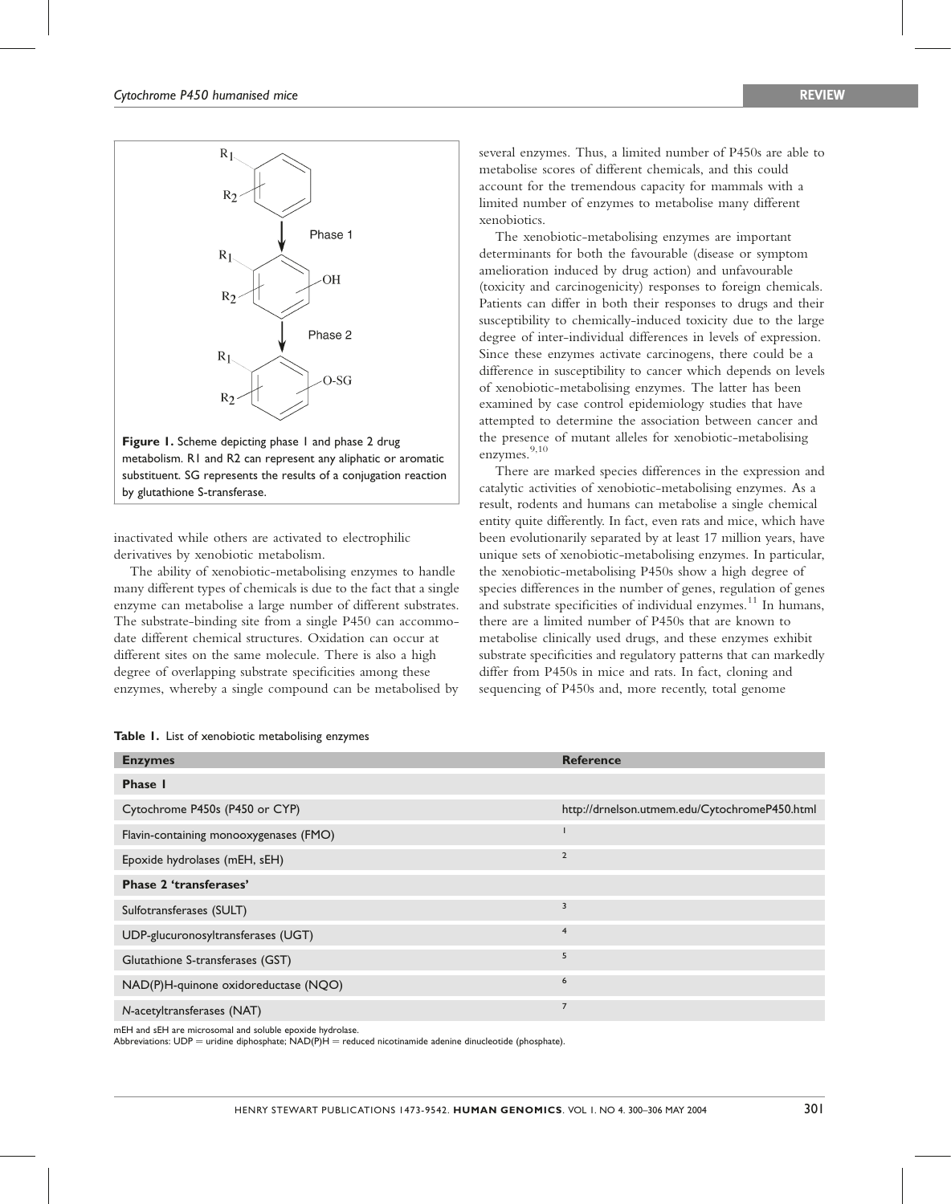Figure 1. Scheme depicting phase 1 and phase 2 drug metabolism. R1 and R2 can represent any aliphatic or aromatic substituent. SG represents the results of a conjugation reaction by glutathione S-transferase.

inactivated while others are activated to electrophilic derivatives by xenobiotic metabolism.

The ability of xenobiotic-metabolising enzymes to handle many different types of chemicals is due to the fact that a single enzyme can metabolise a large number of different substrates. The substrate-binding site from a single P450 can accommodate different chemical structures. Oxidation can occur at different sites on the same molecule. There is also a high degree of overlapping substrate specificities among these enzymes, whereby a single compound can be metabolised by several enzymes. Thus, a limited number of P450s are able to metabolise scores of different chemicals, and this could account for the tremendous capacity for mammals with a limited number of enzymes to metabolise many different xenobiotics.

The xenobiotic-metabolising enzymes are important determinants for both the favourable (disease or symptom amelioration induced by drug action) and unfavourable (toxicity and carcinogenicity) responses to foreign chemicals. Patients can differ in both their responses to drugs and their susceptibility to chemically-induced toxicity due to the large degree of inter-individual differences in levels of expression. Since these enzymes activate carcinogens, there could be a difference in susceptibility to cancer which depends on levels of xenobiotic-metabolising enzymes. The latter has been examined by case control epidemiology studies that have attempted to determine the association between cancer and the presence of mutant alleles for xenobiotic-metabolising enzymes.[9,10]

There are marked species differences in the expression and catalytic activities of xenobiotic-metabolising enzymes. As a result, rodents and humans can metabolise a single chemical entity quite differently. In fact, even rats and mice, which have been evolutionarily separated by at least 17 million years, have unique sets of xenobiotic-metabolising enzymes. In particular, the xenobiotic-metabolising P450s show a high degree of species differences in the number of genes, regulation of genes and substrate specificities of individual enzymes.[11] In humans, there are a limited number of P450s that are known to metabolise clinically used drugs, and these enzymes exhibit substrate specificities and regulatory patterns that can markedly differ from P450s in mice and rats. In fact, cloning and sequencing of P450s and, more recently, total genome

**Table 1.** List of xenobiotic metabolising enzymes

| Enzymes | Reference |
|---|---|
| **Phase I** | |
| Cytochrome P450s (P450 or CYP) | http://drnelson.utmem.edu/CytochromeP450.html |
| Flavin-containing monooxygenases (FMO) | 1 |
| Epoxide hydrolases (mEH, sEH) | 2 |
| **Phase 2 'transferases'** | |
| Sulfotransferases (SULT) | 3 |
| UDP-glucuronosyltransferases (UGT) | 4 |
| Glutathione S-transferases (GST) | 5 |
| NAD(P)H-quinone oxidoreductase (NQO) | 6 |
| *N*-acetyltransferases (NAT) | 7 |

mEH and sEH are microsomal and soluble epoxide hydrolase.
Abbreviations: UDP = uridine diphosphate; NAD(P)H = reduced nicotinamide adenine dinucleotide (phosphate).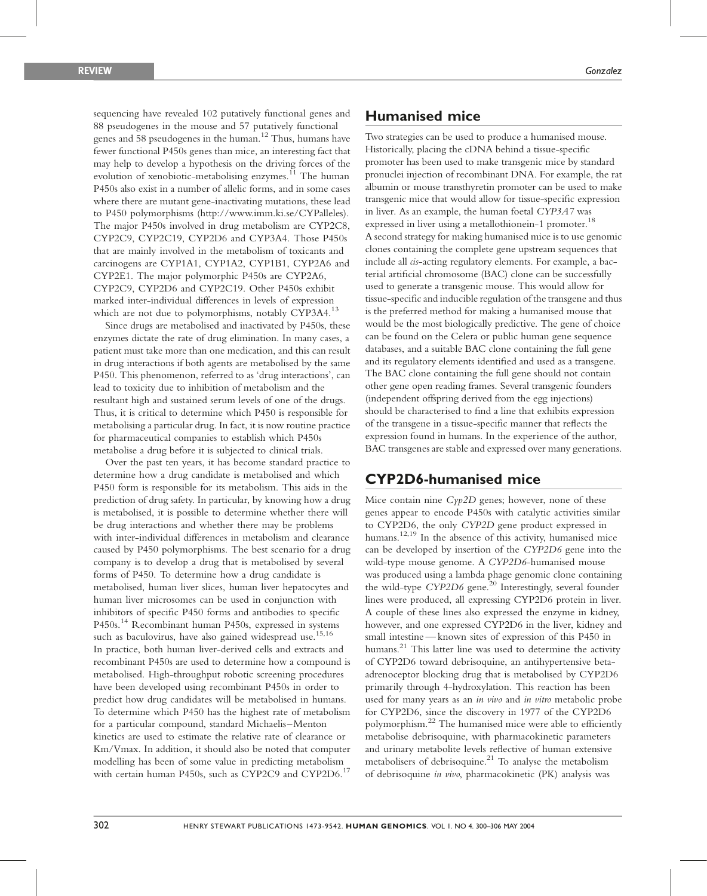sequencing have revealed 102 putatively functional genes and 88 pseudogenes in the mouse and 57 putatively functional genes and 58 pseudogenes in the human.[12] Thus, humans have fewer functional P450s genes than mice, an interesting fact that may help to develop a hypothesis on the driving forces of the evolution of xenobiotic-metabolising enzymes.[11] The human P450s also exist in a number of allelic forms, and in some cases where there are mutant gene-inactivating mutations, these lead to P450 polymorphisms (http://www.imm.ki.se/CYPalleles). The major P450s involved in drug metabolism are CYP2C8, CYP2C9, CYP2C19, CYP2D6 and CYP3A4. Those P450s that are mainly involved in the metabolism of toxicants and carcinogens are CYP1A1, CYP1A2, CYP1B1, CYP2A6 and CYP2E1. The major polymorphic P450s are CYP2A6, CYP2C9, CYP2D6 and CYP2C19. Other P450s exhibit marked inter-individual differences in levels of expression which are not due to polymorphisms, notably CYP3A4.[13]

Since drugs are metabolised and inactivated by P450s, these enzymes dictate the rate of drug elimination. In many cases, a patient must take more than one medication, and this can result in drug interactions if both agents are metabolised by the same P450. This phenomenon, referred to as 'drug interactions', can lead to toxicity due to inhibition of metabolism and the resultant high and sustained serum levels of one of the drugs. Thus, it is critical to determine which P450 is responsible for metabolising a particular drug. In fact, it is now routine practice for pharmaceutical companies to establish which P450s metabolise a drug before it is subjected to clinical trials.

Over the past ten years, it has become standard practice to determine how a drug candidate is metabolised and which P450 form is responsible for its metabolism. This aids in the prediction of drug safety. In particular, by knowing how a drug is metabolised, it is possible to determine whether there will be drug interactions and whether there may be problems with inter-individual differences in metabolism and clearance caused by P450 polymorphisms. The best scenario for a drug company is to develop a drug that is metabolised by several forms of P450. To determine how a drug candidate is metabolised, human liver slices, human liver hepatocytes and human liver microsomes can be used in conjunction with inhibitors of specific P450 forms and antibodies to specific P450s.[14] Recombinant human P450s, expressed in systems such as baculovirus, have also gained widespread use.[15,16] In practice, both human liver-derived cells and extracts and recombinant P450s are used to determine how a compound is metabolised. High-throughput robotic screening procedures have been developed using recombinant P450s in order to predict how drug candidates will be metabolised in humans. To determine which P450 has the highest rate of metabolism for a particular compound, standard Michaelis–Menton kinetics are used to estimate the relative rate of clearance or Km/Vmax. In addition, it should also be noted that computer modelling has been of some value in predicting metabolism with certain human P450s, such as CYP2C9 and CYP2D6.[17]

## Humanised mice

Two strategies can be used to produce a humanised mouse. Historically, placing the cDNA behind a tissue-specific promoter has been used to make transgenic mice by standard pronuclei injection of recombinant DNA. For example, the rat albumin or mouse transthyretin promoter can be used to make transgenic mice that would allow for tissue-specific expression in liver. As an example, the human foetal *CYP3A7* was expressed in liver using a metallothionein-1 promoter.[18] A second strategy for making humanised mice is to use genomic clones containing the complete gene upstream sequences that include all *cis*-acting regulatory elements. For example, a bacterial artificial chromosome (BAC) clone can be successfully used to generate a transgenic mouse. This would allow for tissue-specific and inducible regulation of the transgene and thus is the preferred method for making a humanised mouse that would be the most biologically predictive. The gene of choice can be found on the Celera or public human gene sequence databases, and a suitable BAC clone containing the full gene and its regulatory elements identified and used as a transgene. The BAC clone containing the full gene should not contain other gene open reading frames. Several transgenic founders (independent offspring derived from the egg injections) should be characterised to find a line that exhibits expression of the transgene in a tissue-specific manner that reflects the expression found in humans. In the experience of the author, BAC transgenes are stable and expressed over many generations.

## CYP2D6-humanised mice

Mice contain nine *Cyp2D* genes; however, none of these genes appear to encode P450s with catalytic activities similar to CYP2D6, the only *CYP2D* gene product expressed in humans.[12,19] In the absence of this activity, humanised mice can be developed by insertion of the *CYP2D6* gene into the wild-type mouse genome. A *CYP2D6*-humanised mouse was produced using a lambda phage genomic clone containing the wild-type *CYP2D6* gene.[20] Interestingly, several founder lines were produced, all expressing CYP2D6 protein in liver. A couple of these lines also expressed the enzyme in kidney, however, and one expressed CYP2D6 in the liver, kidney and small intestine — known sites of expression of this P450 in humans.[21] This latter line was used to determine the activity of CYP2D6 toward debrisoquine, an antihypertensive beta-adrenoceptor blocking drug that is metabolised by CYP2D6 primarily through 4-hydroxylation. This reaction has been used for many years as an *in vivo* and *in vitro* metabolic probe for CYP2D6, since the discovery in 1977 of the CYP2D6 polymorphism.[22] The humanised mice were able to efficiently metabolise debrisoquine, with pharmacokinetic parameters and urinary metabolite levels reflective of human extensive metabolisers of debrisoquine.[21] To analyse the metabolism of debrisoquine *in vivo*, pharmacokinetic (PK) analysis was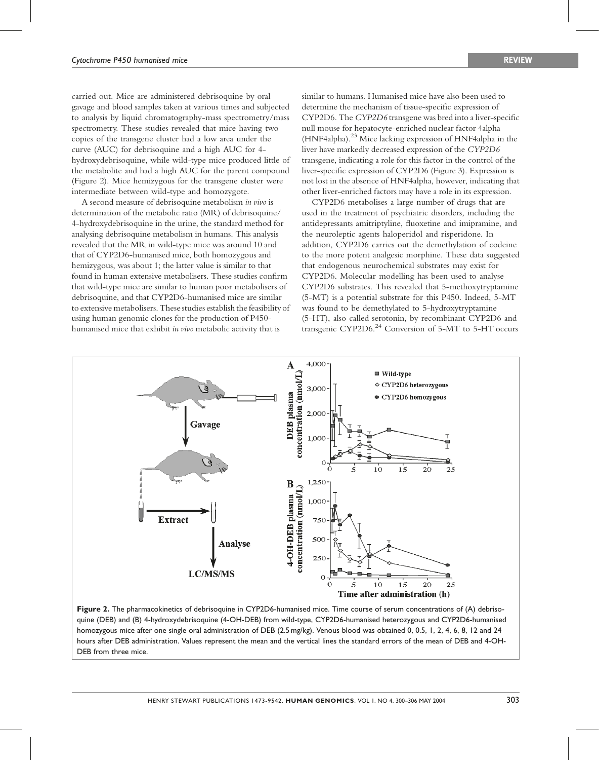carried out. Mice are administered debrisoquine by oral gavage and blood samples taken at various times and subjected to analysis by liquid chromatography-mass spectrometry/mass spectrometry. These studies revealed that mice having two copies of the transgene cluster had a low area under the curve (AUC) for debrisoquine and a high AUC for 4-hydroxydebrisoquine, while wild-type mice produced little of the metabolite and had a high AUC for the parent compound (Figure 2). Mice hemizygous for the transgene cluster were intermediate between wild-type and homozygote.

A second measure of debrisoquine metabolism *in vivo* is determination of the metabolic ratio (MR) of debrisoquine/4-hydroxydebrisoquine in the urine, the standard method for analysing debrisoquine metabolism in humans. This analysis revealed that the MR in wild-type mice was around 10 and that of CYP2D6-humanised mice, both homozygous and hemizygous, was about 1; the latter value is similar to that found in human extensive metabolisers. These studies confirm that wild-type mice are similar to human poor metabolisers of debrisoquine, and that CYP2D6-humanised mice are similar to extensive metabolisers. These studies establish the feasibility of using human genomic clones for the production of P450-humanised mice that exhibit *in vivo* metabolic activity that is similar to humans. Humanised mice have also been used to determine the mechanism of tissue-specific expression of CYP2D6. The *CYP2D6* transgene was bred into a liver-specific null mouse for hepatocyte-enriched nuclear factor 4alpha (HNF4alpha).[23] Mice lacking expression of HNF4alpha in the liver have markedly decreased expression of the *CYP2D6* transgene, indicating a role for this factor in the control of the liver-specific expression of CYP2D6 (Figure 3). Expression is not lost in the absence of HNF4alpha, however, indicating that other liver-enriched factors may have a role in its expression.

CYP2D6 metabolises a large number of drugs that are used in the treatment of psychiatric disorders, including the antidepressants amitriptyline, fluoxetine and imipramine, and the neuroleptic agents haloperidol and risperidone. In addition, CYP2D6 carries out the demethylation of codeine to the more potent analgesic morphine. These data suggested that endogenous neurochemical substrates may exist for CYP2D6. Molecular modelling has been used to analyse CYP2D6 substrates. This revealed that 5-methoxytryptamine (5-MT) is a potential substrate for this P450. Indeed, 5-MT was found to be demethylated to 5-hydroxytryptamine (5-HT), also called serotonin, by recombinant CYP2D6 and transgenic CYP2D6.[24] Conversion of 5-MT to 5-HT occurs

**Figure 2.** The pharmacokinetics of debrisoquine in CYP2D6-humanised mice. Time course of serum concentrations of (A) debrisoquine (DEB) and (B) 4-hydroxydebrisoquine (4-OH-DEB) from wild-type, CYP2D6-humanised heterozygous and CYP2D6-humanised homozygous mice after one single oral administration of DEB (2.5 mg/kg). Venous blood was obtained 0, 0.5, 1, 2, 4, 6, 8, 12 and 24 hours after DEB administration. Values represent the mean and the vertical lines the standard errors of the mean of DEB and 4-OH-DEB from three mice.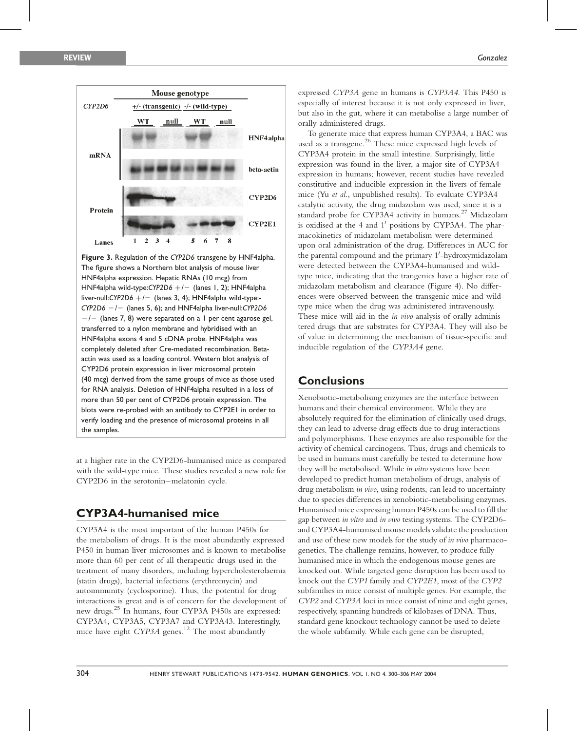Figure 3. Regulation of the *CYP2D6* transgene by HNF4alpha. The figure shows a Northern blot analysis of mouse liver HNF4alpha expression. Hepatic RNAs (10 mcg) from HNF4alpha wild-type:*CYP2D6* +/− (lanes 1, 2); HNF4alpha liver-null:*CYP2D6* +/− (lanes 3, 4); HNF4alpha wild-type:-*CYP2D6* −/− (lanes 5, 6); and HNF4alpha liver-null:*CYP2D6* −/− (lanes 7, 8) were separated on a 1 per cent agarose gel, transferred to a nylon membrane and hybridised with an HNF4alpha exons 4 and 5 cDNA probe. HNF4alpha was completely deleted after Cre-mediated recombination. Beta-actin was used as a loading control. Western blot analysis of CYP2D6 protein expression in liver microsomal protein (40 mcg) derived from the same groups of mice as those used for RNA analysis. Deletion of HNF4alpha resulted in a loss of more than 50 per cent of CYP2D6 protein expression. The blots were re-probed with an antibody to CYP2E1 in order to verify loading and the presence of microsomal proteins in all the samples.

at a higher rate in the CYP2D6-humanised mice as compared with the wild-type mice. These studies revealed a new role for CYP2D6 in the serotonin–melatonin cycle.

## CYP3A4-humanised mice

CYP3A4 is the most important of the human P450s for the metabolism of drugs. It is the most abundantly expressed P450 in human liver microsomes and is known to metabolise more than 60 per cent of all therapeutic drugs used in the treatment of many disorders, including hypercholesterolaemia (statin drugs), bacterial infections (erythromycin) and autoimmunity (cyclosporine). Thus, the potential for drug interactions is great and is of concern for the development of new drugs.[25] In humans, four CYP3A P450s are expressed: CYP3A4, CYP3A5, CYP3A7 and CYP3A43. Interestingly, mice have eight *CYP3A* genes.[12] The most abundantly expressed *CYP3A* gene in humans is *CYP3A4.* This P450 is especially of interest because it is not only expressed in liver, but also in the gut, where it can metabolise a large number of orally administered drugs.

To generate mice that express human CYP3A4, a BAC was used as a transgene.[26] These mice expressed high levels of CYP3A4 protein in the small intestine. Surprisingly, little expression was found in the liver, a major site of CYP3A4 expression in humans; however, recent studies have revealed constitutive and inducible expression in the livers of female mice (Yu *et al.*, unpublished results). To evaluate CYP3A4 catalytic activity, the drug midazolam was used, since it is a standard probe for CYP3A4 activity in humans.[27] Midazolam is oxidised at the 4 and 1′ positions by CYP3A4. The pharmacokinetics of midazolam metabolism were determined upon oral administration of the drug. Differences in AUC for the parental compound and the primary 1′-hydroxymidazolam were detected between the CYP3A4-humanised and wild-type mice, indicating that the trangenics have a higher rate of midazolam metabolism and clearance (Figure 4). No differences were observed between the transgenic mice and wild-type mice when the drug was administered intravenously. These mice will aid in the *in vivo* analysis of orally administered drugs that are substrates for CYP3A4. They will also be of value in determining the mechanism of tissue-specific and inducible regulation of the *CYP3A4* gene.

## Conclusions

Xenobiotic-metabolising enzymes are the interface between humans and their chemical environment. While they are absolutely required for the elimination of clinically used drugs, they can lead to adverse drug effects due to drug interactions and polymorphisms. These enzymes are also responsible for the activity of chemical carcinogens. Thus, drugs and chemicals to be used in humans must carefully be tested to determine how they will be metabolised. While *in vitro* systems have been developed to predict human metabolism of drugs, analysis of drug metabolism *in vivo*, using rodents, can lead to uncertainty due to species differences in xenobiotic-metabolising enzymes. Humanised mice expressing human P450s can be used to fill the gap between *in vitro* and *in vivo* testing systems. The CYP2D6- and CYP3A4-humanised mouse models validate the production and use of these new models for the study of *in vivo* pharmacogenetics. The challenge remains, however, to produce fully humanised mice in which the endogenous mouse genes are knocked out. While targeted gene disruption has been used to knock out the *CYP1* family and *CYP2E1*, most of the *CYP2* subfamilies in mice consist of multiple genes. For example, the *CYP2* and *CYP3A* loci in mice consist of nine and eight genes, respectively, spanning hundreds of kilobases of DNA. Thus, standard gene knockout technology cannot be used to delete the whole subfamily. While each gene can be disrupted,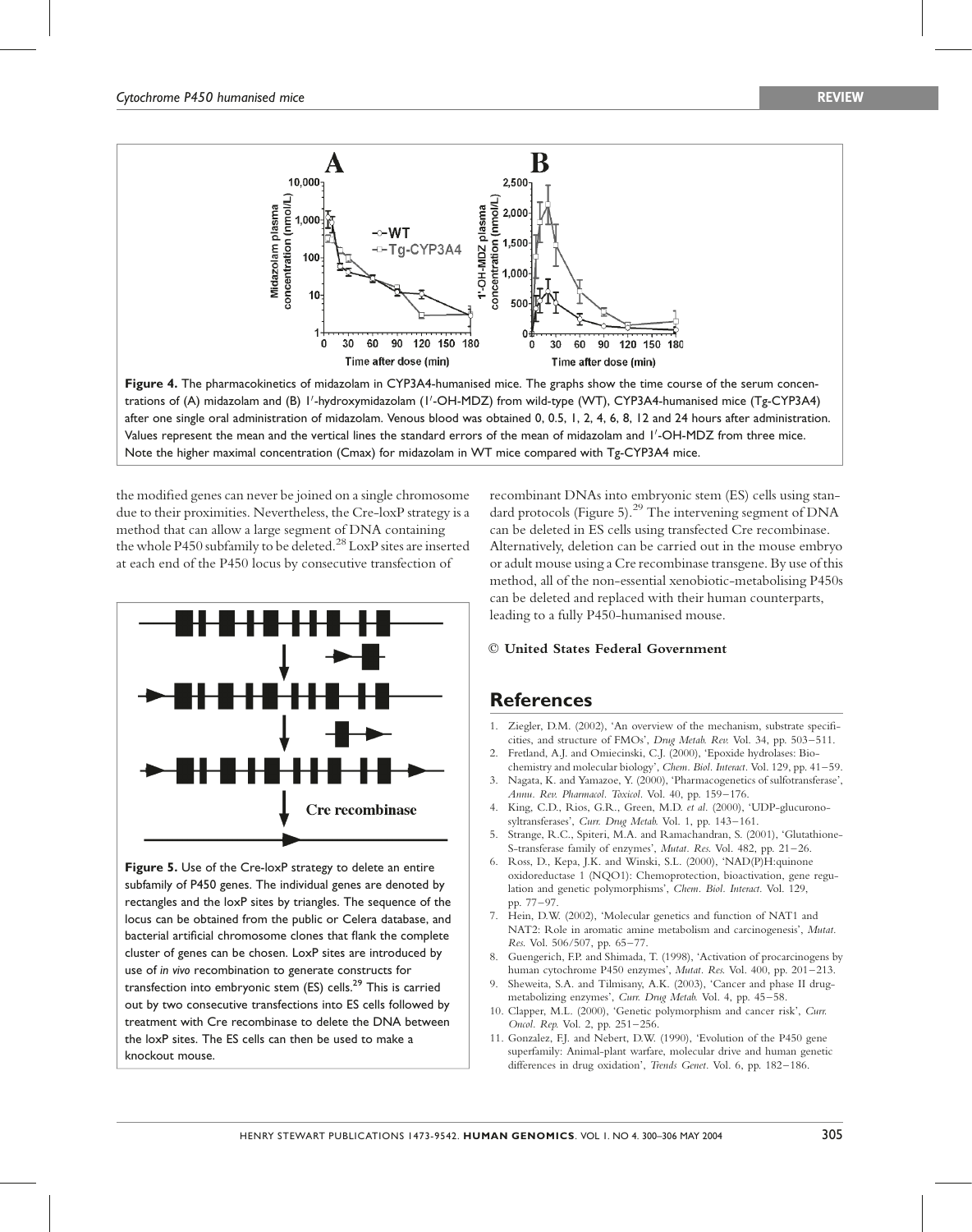**Figure 4.** The pharmacokinetics of midazolam in CYP3A4-humanised mice. The graphs show the time course of the serum concentrations of (A) midazolam and (B) 1′-hydroxymidazolam (1′-OH-MDZ) from wild-type (WT), CYP3A4-humanised mice (Tg-CYP3A4) after one single oral administration of midazolam. Venous blood was obtained 0, 0.5, 1, 2, 4, 6, 8, 12 and 24 hours after administration. Values represent the mean and the vertical lines the standard errors of the mean of midazolam and 1′-OH-MDZ from three mice. Note the higher maximal concentration (Cmax) for midazolam in WT mice compared with Tg-CYP3A4 mice.

the modified genes can never be joined on a single chromosome due to their proximities. Nevertheless, the Cre-loxP strategy is a method that can allow a large segment of DNA containing the whole P450 subfamily to be deleted.[28] LoxP sites are inserted at each end of the P450 locus by consecutive transfection of recombinant DNAs into embryonic stem (ES) cells using standard protocols (Figure 5).[29] The intervening segment of DNA can be deleted in ES cells using transfected Cre recombinase. Alternatively, deletion can be carried out in the mouse embryo or adult mouse using a Cre recombinase transgene. By use of this method, all of the non-essential xenobiotic-metabolising P450s can be deleted and replaced with their human counterparts, leading to a fully P450-humanised mouse.

**Figure 5.** Use of the Cre-loxP strategy to delete an entire subfamily of P450 genes. The individual genes are denoted by rectangles and the loxP sites by triangles. The sequence of the locus can be obtained from the public or Celera database, and bacterial artificial chromosome clones that flank the complete cluster of genes can be chosen. LoxP sites are introduced by use of *in vivo* recombination to generate constructs for transfection into embryonic stem (ES) cells.[29] This is carried out by two consecutive transfections into ES cells followed by treatment with Cre recombinase to delete the DNA between the loxP sites. The ES cells can then be used to make a knockout mouse.

**© United States Federal Government**

## References

1. Ziegler, D.M. (2002), 'An overview of the mechanism, substrate specificities, and structure of FMOs', *Drug Metab. Rev.* Vol. 34, pp. 503–511.
2. Fretland, A.J. and Omiecinski, C.J. (2000), 'Epoxide hydrolases: Biochemistry and molecular biology', *Chem. Biol. Interact*. Vol. 129, pp. 41–59.
3. Nagata, K. and Yamazoe, Y. (2000), 'Pharmacogenetics of sulfotransferase', *Annu. Rev. Pharmacol. Toxicol*. Vol. 40, pp. 159–176.
4. King, C.D., Rios, G.R., Green, M.D. *et al*. (2000), 'UDP-glucuronosyltransferases', *Curr. Drug Metab.* Vol. 1, pp. 143–161.
5. Strange, R.C., Spiteri, M.A. and Ramachandran, S. (2001), 'Glutathione-S-transferase family of enzymes', *Mutat. Res*. Vol. 482, pp. 21–26.
6. Ross, D., Kepa, J.K. and Winski, S.L. (2000), 'NAD(P)H:quinone oxidoreductase 1 (NQO1): Chemoprotection, bioactivation, gene regulation and genetic polymorphisms', *Chem. Biol. Interact.* Vol. 129, pp. 77–97.
7. Hein, D.W. (2002), 'Molecular genetics and function of NAT1 and NAT2: Role in aromatic amine metabolism and carcinogenesis', *Mutat. Res.* Vol. 506/507, pp. 65–77.
8. Guengerich, F.P. and Shimada, T. (1998), 'Activation of procarcinogens by human cytochrome P450 enzymes', *Mutat. Res.* Vol. 400, pp. 201–213.
9. Sheweita, S.A. and Tilmisany, A.K. (2003), 'Cancer and phase II drug-metabolizing enzymes', *Curr. Drug Metab.* Vol. 4, pp. 45–58.
10. Clapper, M.L. (2000), 'Genetic polymorphism and cancer risk', *Curr. Oncol. Rep.* Vol. 2, pp. 251–256.
11. Gonzalez, F.J. and Nebert, D.W. (1990), 'Evolution of the P450 gene superfamily: Animal-plant warfare, molecular drive and human genetic differences in drug oxidation', *Trends Genet*. Vol. 6, pp. 182–186.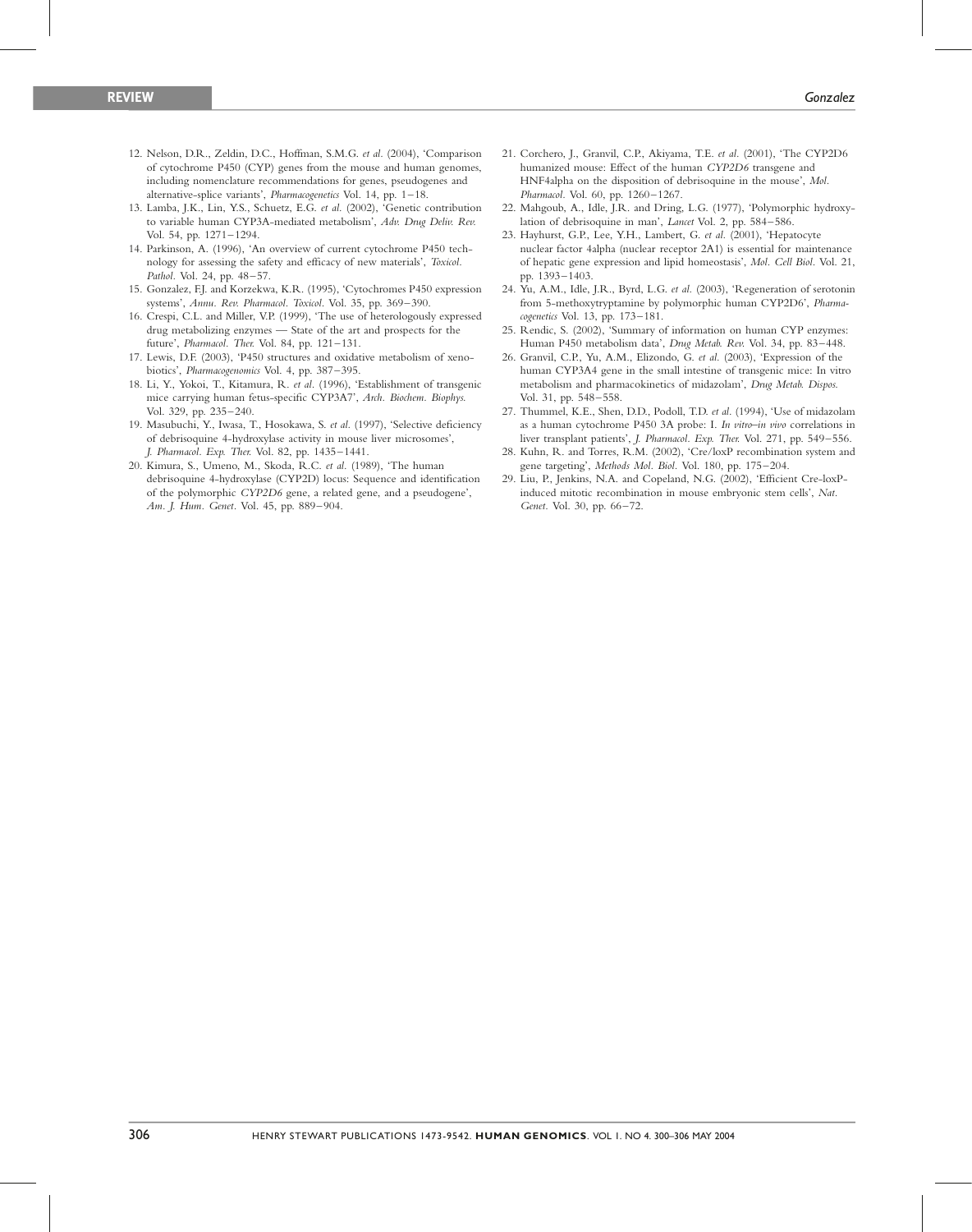12. Nelson, D.R., Zeldin, D.C., Hoffman, S.M.G. *et al*. (2004), 'Comparison of cytochrome P450 (CYP) genes from the mouse and human genomes, including nomenclature recommendations for genes, pseudogenes and alternative-splice variants', *Pharmacogenetics* Vol. 14, pp. 1–18.
13. Lamba, J.K., Lin, Y.S., Schuetz, E.G. *et al*. (2002), 'Genetic contribution to variable human CYP3A-mediated metabolism', *Adv. Drug Deliv. Rev.* Vol. 54, pp. 1271–1294.
14. Parkinson, A. (1996), 'An overview of current cytochrome P450 technology for assessing the safety and efficacy of new materials', *Toxicol. Pathol*. Vol. 24, pp. 48–57.
15. Gonzalez, F.J. and Korzekwa, K.R. (1995), 'Cytochromes P450 expression systems', *Annu. Rev. Pharmacol. Toxicol*. Vol. 35, pp. 369–390.
16. Crespi, C.L. and Miller, V.P. (1999), 'The use of heterologously expressed drug metabolizing enzymes — State of the art and prospects for the future', *Pharmacol. Ther.* Vol. 84, pp. 121–131.
17. Lewis, D.F. (2003), 'P450 structures and oxidative metabolism of xenobiotics', *Pharmacogenomics* Vol. 4, pp. 387–395.
18. Li, Y., Yokoi, T., Kitamura, R. *et al*. (1996), 'Establishment of transgenic mice carrying human fetus-specific CYP3A7', *Arch. Biochem. Biophys.* Vol. 329, pp. 235–240.
19. Masubuchi, Y., Iwasa, T., Hosokawa, S. *et al*. (1997), 'Selective deficiency of debrisoquine 4-hydroxylase activity in mouse liver microsomes', *J. Pharmacol. Exp. Ther.* Vol. 82, pp. 1435–1441.
20. Kimura, S., Umeno, M., Skoda, R.C. *et al*. (1989), 'The human debrisoquine 4-hydroxylase (CYP2D) locus: Sequence and identification of the polymorphic *CYP2D6* gene, a related gene, and a pseudogene', *Am. J. Hum. Genet*. Vol. 45, pp. 889–904.
21. Corchero, J., Granvil, C.P., Akiyama, T.E. *et al*. (2001), 'The CYP2D6 humanized mouse: Effect of the human *CYP2D6* transgene and HNF4alpha on the disposition of debrisoquine in the mouse', *Mol. Pharmacol*. Vol. 60, pp. 1260–1267.
22. Mahgoub, A., Idle, J.R. and Dring, L.G. (1977), 'Polymorphic hydroxylation of debrisoquine in man', *Lancet* Vol. 2, pp. 584–586.
23. Hayhurst, G.P., Lee, Y.H., Lambert, G. *et al*. (2001), 'Hepatocyte nuclear factor 4alpha (nuclear receptor 2A1) is essential for maintenance of hepatic gene expression and lipid homeostasis', *Mol. Cell Biol*. Vol. 21, pp. 1393–1403.
24. Yu, A.M., Idle, J.R., Byrd, L.G. *et al*. (2003), 'Regeneration of serotonin from 5-methoxytryptamine by polymorphic human CYP2D6', *Pharmacogenetics* Vol. 13, pp. 173–181.
25. Rendic, S. (2002), 'Summary of information on human CYP enzymes: Human P450 metabolism data', *Drug Metab. Rev.* Vol. 34, pp. 83–448.
26. Granvil, C.P., Yu, A.M., Elizondo, G. *et al*. (2003), 'Expression of the human CYP3A4 gene in the small intestine of transgenic mice: In vitro metabolism and pharmacokinetics of midazolam', *Drug Metab. Dispos.* Vol. 31, pp. 548–558.
27. Thummel, K.E., Shen, D.D., Podoll, T.D. *et al*. (1994), 'Use of midazolam as a human cytochrome P450 3A probe: I. *In vitro–in vivo* correlations in liver transplant patients', *J. Pharmacol. Exp. Ther.* Vol. 271, pp. 549–556.
28. Kuhn, R. and Torres, R.M. (2002), 'Cre/loxP recombination system and gene targeting', *Methods Mol. Biol*. Vol. 180, pp. 175–204.
29. Liu, P., Jenkins, N.A. and Copeland, N.G. (2002), 'Efficient Cre-loxP-induced mitotic recombination in mouse embryonic stem cells', *Nat. Genet*. Vol. 30, pp. 66–72.